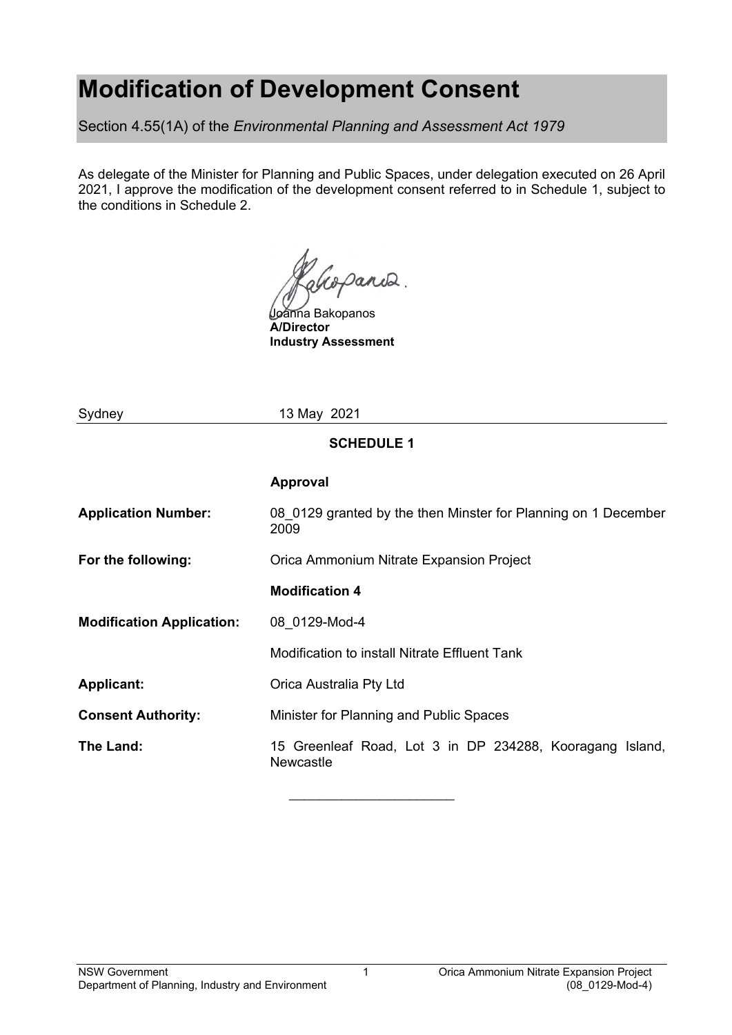# Modification of Development Consent

Section 4.55(1A) of the *Environmental Planning and Assessment Act 1979*

As delegate of the Minister for Planning and Public Spaces, under delegation executed on 26 April 2021, I approve the modification of the development consent referred to in Schedule 1, subject to the conditions in Schedule 2.

Joanna Bakopanos
**A/Director**
**Industry Assessment**

Sydney 13 May 2021

**SCHEDULE 1**

| | |
|---|---|
| | **Approval** |
| **Application Number:** | 08_0129 granted by the then Minster for Planning on 1 December 2009 |
| **For the following:** | Orica Ammonium Nitrate Expansion Project |
| | **Modification 4** |
| **Modification Application:** | 08_0129-Mod-4 |
| | Modification to install Nitrate Effluent Tank |
| **Applicant:** | Orica Australia Pty Ltd |
| **Consent Authority:** | Minister for Planning and Public Spaces |
| **The Land:** | 15 Greenleaf Road, Lot 3 in DP 234288, Kooragang Island, Newcastle |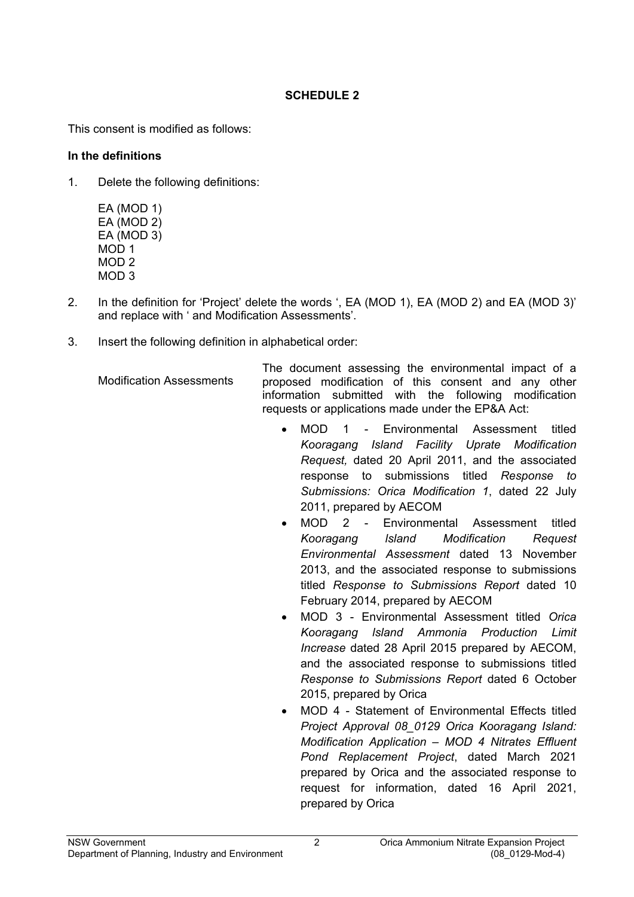## SCHEDULE 2

This consent is modified as follows:

**In the definitions**

1. Delete the following definitions:

   EA (MOD 1)
   EA (MOD 2)
   EA (MOD 3)
   MOD 1
   MOD 2
   MOD 3

2. In the definition for 'Project' delete the words ', EA (MOD 1), EA (MOD 2) and EA (MOD 3)' and replace with ' and Modification Assessments'.

3. Insert the following definition in alphabetical order:

| | |
|---|---|
| Modification Assessments | The document assessing the environmental impact of a proposed modification of this consent and any other information submitted with the following modification requests or applications made under the EP&A Act:<br>• MOD 1 - Environmental Assessment titled *Kooragang Island Facility Uprate Modification Request,* dated 20 April 2011, and the associated response to submissions titled *Response to Submissions: Orica Modification 1*, dated 22 July 2011, prepared by AECOM<br>• MOD 2 - Environmental Assessment titled *Kooragang Island Modification Request Environmental Assessment* dated 13 November 2013, and the associated response to submissions titled *Response to Submissions Report* dated 10 February 2014, prepared by AECOM<br>• MOD 3 - Environmental Assessment titled *Orica Kooragang Island Ammonia Production Limit Increase* dated 28 April 2015 prepared by AECOM, and the associated response to submissions titled *Response to Submissions Report* dated 6 October 2015, prepared by Orica<br>• MOD 4 - Statement of Environmental Effects titled *Project Approval 08_0129 Orica Kooragang Island: Modification Application – MOD 4 Nitrates Effluent Pond Replacement Project*, dated March 2021 prepared by Orica and the associated response to request for information, dated 16 April 2021, prepared by Orica |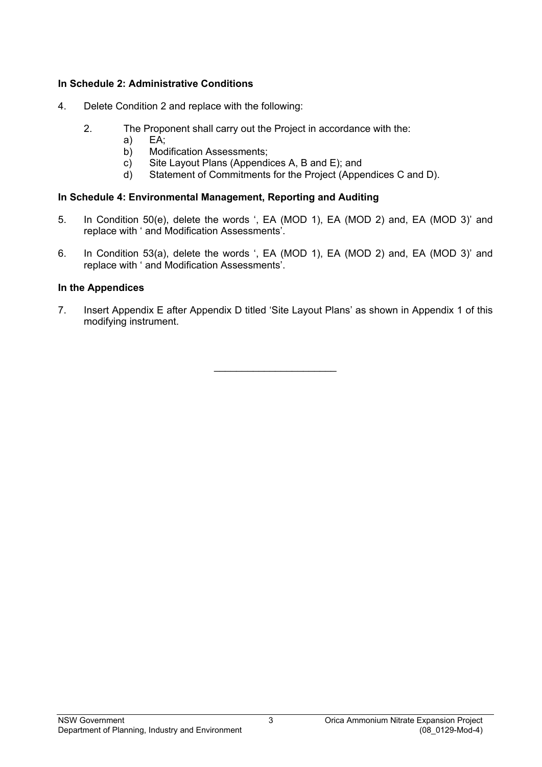**In Schedule 2: Administrative Conditions**

4. Delete Condition 2 and replace with the following:

   2. The Proponent shall carry out the Project in accordance with the:
      a) EA;
      b) Modification Assessments;
      c) Site Layout Plans (Appendices A, B and E); and
      d) Statement of Commitments for the Project (Appendices C and D).

**In Schedule 4: Environmental Management, Reporting and Auditing**

5. In Condition 50(e), delete the words ', EA (MOD 1), EA (MOD 2) and, EA (MOD 3)' and replace with ' and Modification Assessments'.

6. In Condition 53(a), delete the words ', EA (MOD 1), EA (MOD 2) and, EA (MOD 3)' and replace with ' and Modification Assessments'.

**In the Appendices**

7. Insert Appendix E after Appendix D titled 'Site Layout Plans' as shown in Appendix 1 of this modifying instrument.

---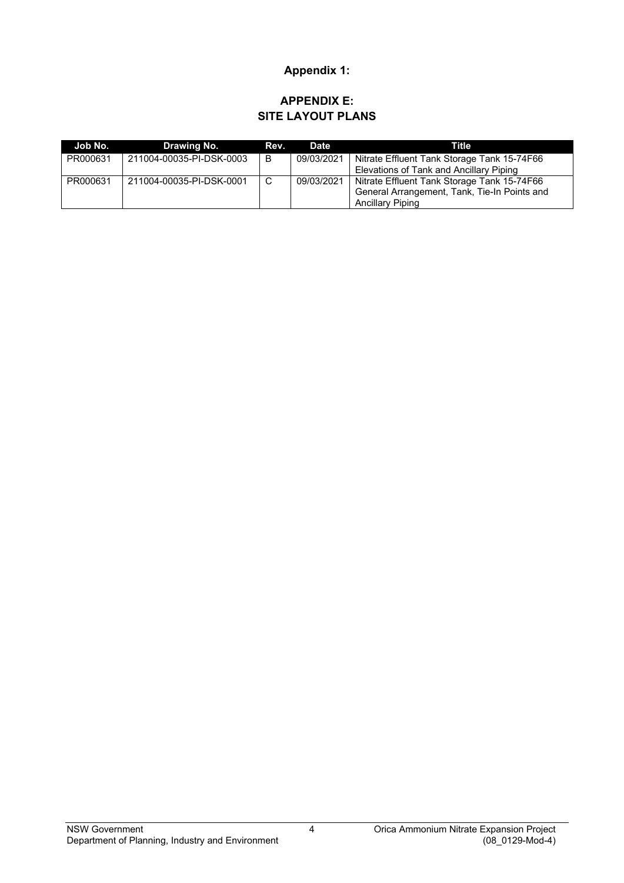## Appendix 1:

## APPENDIX E:
## SITE LAYOUT PLANS

| Job No. | Drawing No. | Rev. | Date | Title |
|---|---|---|---|---|
| PR000631 | 211004-00035-PI-DSK-0003 | B | 09/03/2021 | Nitrate Effluent Tank Storage Tank 15-74F66 Elevations of Tank and Ancillary Piping |
| PR000631 | 211004-00035-PI-DSK-0001 | C | 09/03/2021 | Nitrate Effluent Tank Storage Tank 15-74F66 General Arrangement, Tank, Tie-In Points and Ancillary Piping |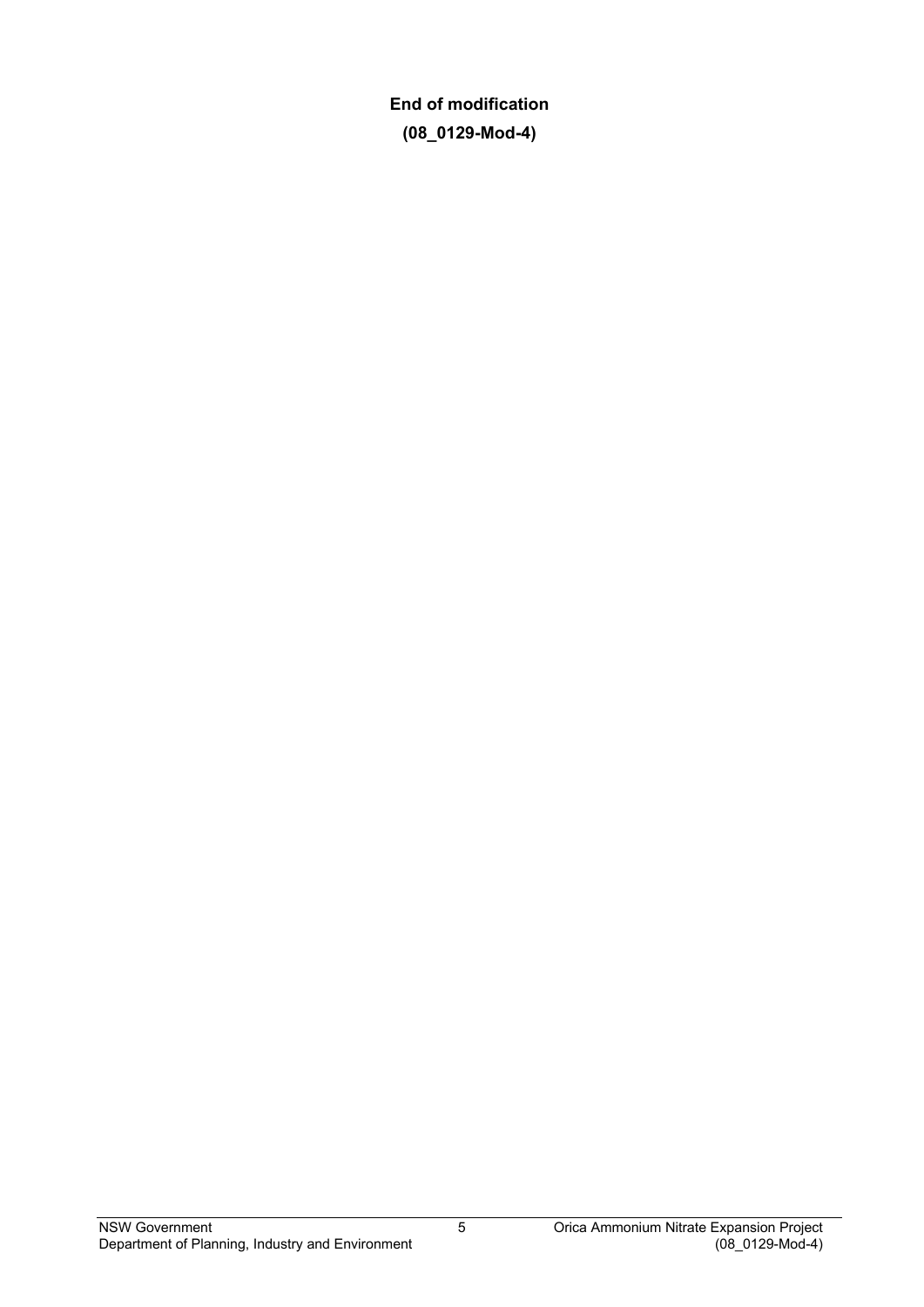**End of modification**

**(08_0129-Mod-4)**